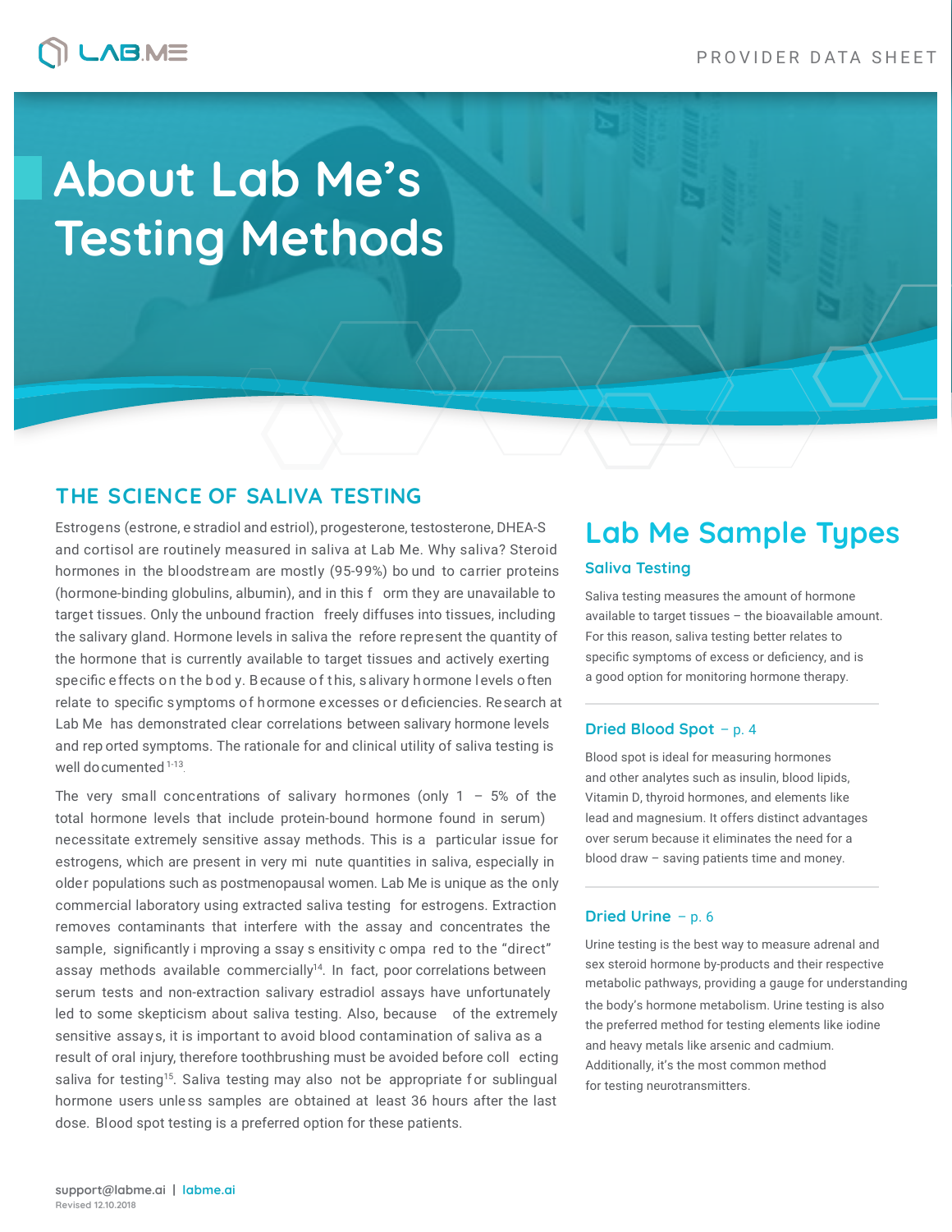# About Lab Me's Testing Methods

## THE SCIENCE OF SALIVA TESTING

Estrogens (estrone, estradiol and estriol), progesterone, testosterone, DHEA-S and cortisol are routinely measured in saliva at Lab Me. Why saliva? Steroid hormones in the bloodstream are mostly (95-99%) bound to carrier proteins (hormone-binding globulins, albumin), and in this form they are unavailable to target tissues. Only the unbound fraction freely diffuses into tissues, including the salivary gland. Hormone levels in saliva therefore represent the quantity of the hormone that is currently available to target tissues and actively exerting specific effects on the body. Because of this, salivary hormone levels often relate to specific symptoms of hormone excesses or deficiencies. Research at Lab Me has demonstrated clear correlations between salivary hormone levels and reported symptoms. The rationale for and clinical utility of saliva testing is well documented[1-13].

The very small concentrations of salivary hormones (only 1 – 5% of the total hormone levels that include protein-bound hormone found in serum) necessitate extremely sensitive assay methods. This is a particular issue for estrogens, which are present in very minute quantities in saliva, especially in older populations such as postmenopausal women. Lab Me is unique as the only commercial laboratory using extracted saliva testing for estrogens. Extraction removes contaminants that interfere with the assay and concentrates the sample, significantly improving assay sensitivity compared to the "direct" assay methods available commercially[14]. In fact, poor correlations between serum tests and non-extraction salivary estradiol assays have unfortunately led to some skepticism about saliva testing. Also, because of the extremely sensitive assays, it is important to avoid blood contamination of saliva as a result of oral injury, therefore toothbrushing must be avoided before collecting saliva for testing[15]. Saliva testing may also not be appropriate for sublingual hormone users unless samples are obtained at least 36 hours after the last dose. Blood spot testing is a preferred option for these patients.

## Lab Me Sample Types

### Saliva Testing

Saliva testing measures the amount of hormone available to target tissues – the bioavailable amount. For this reason, saliva testing better relates to specific symptoms of excess or deficiency, and is a good option for monitoring hormone therapy.

### Dried Blood Spot – p. 4

Blood spot is ideal for measuring hormones and other analytes such as insulin, blood lipids, Vitamin D, thyroid hormones, and elements like lead and magnesium. It offers distinct advantages over serum because it eliminates the need for a blood draw – saving patients time and money.

### Dried Urine – p. 6

Urine testing is the best way to measure adrenal and sex steroid hormone by-products and their respective metabolic pathways, providing a gauge for understanding the body's hormone metabolism. Urine testing is also the preferred method for testing elements like iodine and heavy metals like arsenic and cadmium. Additionally, it's the most common method for testing neurotransmitters.

support@labme.ai | labme.ai
Revised 12.10.2018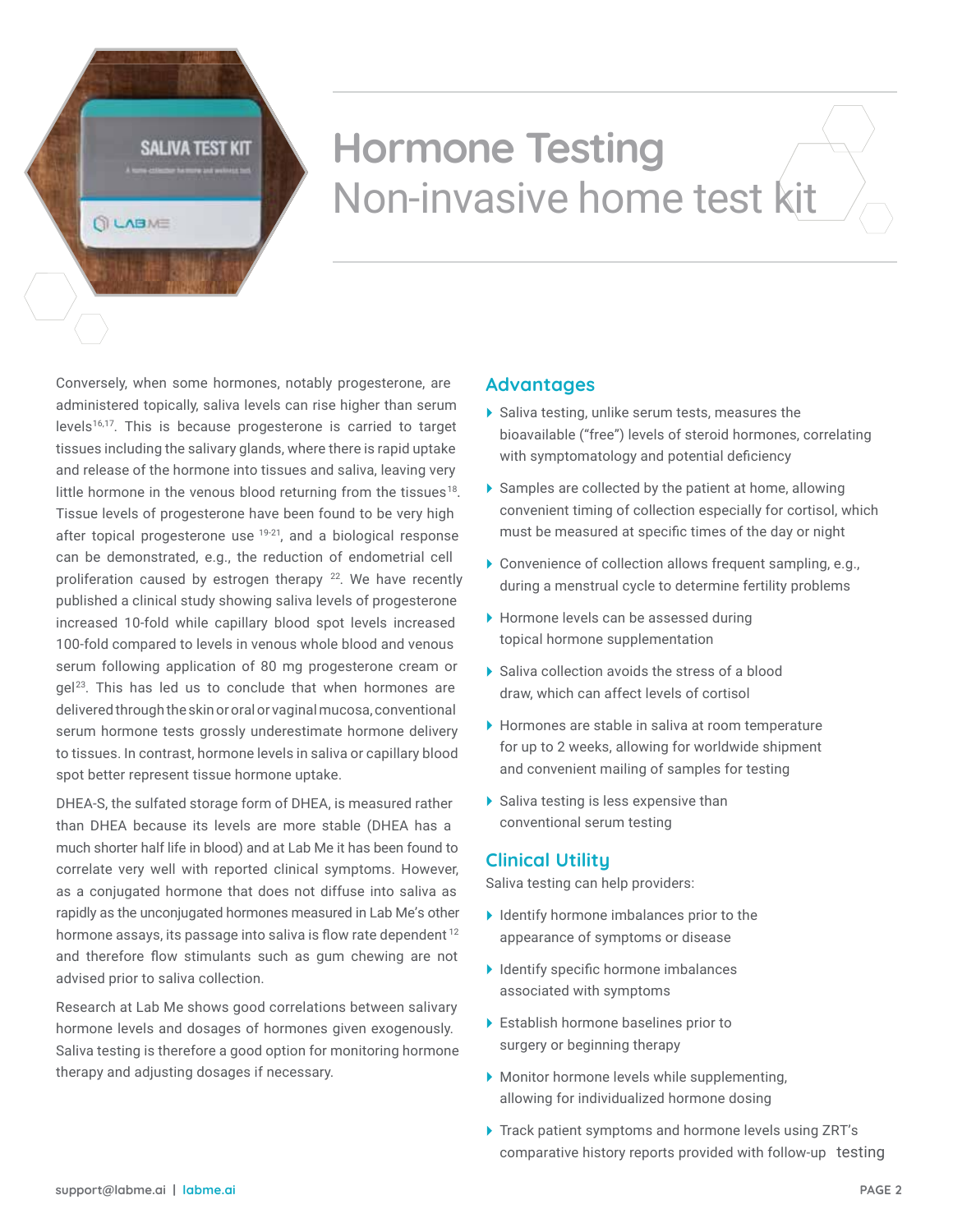# Hormone Testing
## Non-invasive home test kit

Conversely, when some hormones, notably progesterone, are administered topically, saliva levels can rise higher than serum levels[16,17]. This is because progesterone is carried to target tissues including the salivary glands, where there is rapid uptake and release of the hormone into tissues and saliva, leaving very little hormone in the venous blood returning from the tissues[18]. Tissue levels of progesterone have been found to be very high after topical progesterone use [19-21], and a biological response can be demonstrated, e.g., the reduction of endometrial cell proliferation caused by estrogen therapy [22]. We have recently published a clinical study showing saliva levels of progesterone increased 10-fold while capillary blood spot levels increased 100-fold compared to levels in venous whole blood and venous serum following application of 80 mg progesterone cream or gel[23]. This has led us to conclude that when hormones are delivered through the skin or oral or vaginal mucosa, conventional serum hormone tests grossly underestimate hormone delivery to tissues. In contrast, hormone levels in saliva or capillary blood spot better represent tissue hormone uptake.

DHEA-S, the sulfated storage form of DHEA, is measured rather than DHEA because its levels are more stable (DHEA has a much shorter half life in blood) and at Lab Me it has been found to correlate very well with reported clinical symptoms. However, as a conjugated hormone that does not diffuse into saliva as rapidly as the unconjugated hormones measured in Lab Me's other hormone assays, its passage into saliva is flow rate dependent [12] and therefore flow stimulants such as gum chewing are not advised prior to saliva collection.

Research at Lab Me shows good correlations between salivary hormone levels and dosages of hormones given exogenously. Saliva testing is therefore a good option for monitoring hormone therapy and adjusting dosages if necessary.

### Advantages

- Saliva testing, unlike serum tests, measures the bioavailable ("free") levels of steroid hormones, correlating with symptomatology and potential deficiency
- Samples are collected by the patient at home, allowing convenient timing of collection especially for cortisol, which must be measured at specific times of the day or night
- Convenience of collection allows frequent sampling, e.g., during a menstrual cycle to determine fertility problems
- Hormone levels can be assessed during topical hormone supplementation
- Saliva collection avoids the stress of a blood draw, which can affect levels of cortisol
- Hormones are stable in saliva at room temperature for up to 2 weeks, allowing for worldwide shipment and convenient mailing of samples for testing
- Saliva testing is less expensive than conventional serum testing

### Clinical Utility

Saliva testing can help providers:

- Identify hormone imbalances prior to the appearance of symptoms or disease
- Identify specific hormone imbalances associated with symptoms
- Establish hormone baselines prior to surgery or beginning therapy
- Monitor hormone levels while supplementing, allowing for individualized hormone dosing
- Track patient symptoms and hormone levels using ZRT's comparative history reports provided with follow-up testing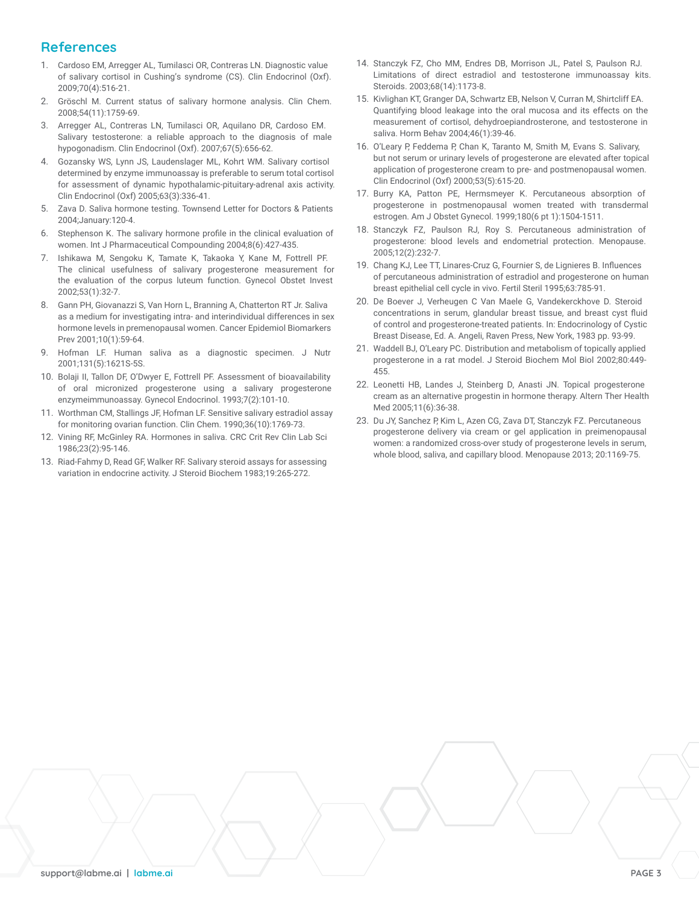## References

1. Cardoso EM, Arregger AL, Tumilasci OR, Contreras LN. Diagnostic value of salivary cortisol in Cushing's syndrome (CS). Clin Endocrinol (Oxf). 2009;70(4):516-21.
2. Gröschl M. Current status of salivary hormone analysis. Clin Chem. 2008;54(11):1759-69.
3. Arregger AL, Contreras LN, Tumilasci OR, Aquilano DR, Cardoso EM. Salivary testosterone: a reliable approach to the diagnosis of male hypogonadism. Clin Endocrinol (Oxf). 2007;67(5):656-62.
4. Gozansky WS, Lynn JS, Laudenslager ML, Kohrt WM. Salivary cortisol determined by enzyme immunoassay is preferable to serum total cortisol for assessment of dynamic hypothalamic-pituitary-adrenal axis activity. Clin Endocrinol (Oxf) 2005;63(3):336-41.
5. Zava D. Saliva hormone testing. Townsend Letter for Doctors & Patients 2004;January:120-4.
6. Stephenson K. The salivary hormone profile in the clinical evaluation of women. Int J Pharmaceutical Compounding 2004;8(6):427-435.
7. Ishikawa M, Sengoku K, Tamate K, Takaoka Y, Kane M, Fottrell PF. The clinical usefulness of salivary progesterone measurement for the evaluation of the corpus luteum function. Gynecol Obstet Invest 2002;53(1):32-7.
8. Gann PH, Giovanazzi S, Van Horn L, Branning A, Chatterton RT Jr. Saliva as a medium for investigating intra- and interindividual differences in sex hormone levels in premenopausal women. Cancer Epidemiol Biomarkers Prev 2001;10(1):59-64.
9. Hofman LF. Human saliva as a diagnostic specimen. J Nutr 2001;131(5):1621S-5S.
10. Bolaji II, Tallon DF, O'Dwyer E, Fottrell PF. Assessment of bioavailability of oral micronized progesterone using a salivary progesterone enzymeimmunoassay. Gynecol Endocrinol. 1993;7(2):101-10.
11. Worthman CM, Stallings JF, Hofman LF. Sensitive salivary estradiol assay for monitoring ovarian function. Clin Chem. 1990;36(10):1769-73.
12. Vining RF, McGinley RA. Hormones in saliva. CRC Crit Rev Clin Lab Sci 1986;23(2):95-146.
13. Riad-Fahmy D, Read GF, Walker RF. Salivary steroid assays for assessing variation in endocrine activity. J Steroid Biochem 1983;19:265-272.
14. Stanczyk FZ, Cho MM, Endres DB, Morrison JL, Patel S, Paulson RJ. Limitations of direct estradiol and testosterone immunoassay kits. Steroids. 2003;68(14):1173-8.
15. Kivlighan KT, Granger DA, Schwartz EB, Nelson V, Curran M, Shirtcliff EA. Quantifying blood leakage into the oral mucosa and its effects on the measurement of cortisol, dehydroepiandrosterone, and testosterone in saliva. Horm Behav 2004;46(1):39-46.
16. O'Leary P, Feddema P, Chan K, Taranto M, Smith M, Evans S. Salivary, but not serum or urinary levels of progesterone are elevated after topical application of progesterone cream to pre- and postmenopausal women. Clin Endocrinol (Oxf) 2000;53(5):615-20.
17. Burry KA, Patton PE, Hermsmeyer K. Percutaneous absorption of progesterone in postmenopausal women treated with transdermal estrogen. Am J Obstet Gynecol. 1999;180(6 pt 1):1504-1511.
18. Stanczyk FZ, Paulson RJ, Roy S. Percutaneous administration of progesterone: blood levels and endometrial protection. Menopause. 2005;12(2):232-7.
19. Chang KJ, Lee TT, Linares-Cruz G, Fournier S, de Lignieres B. Influences of percutaneous administration of estradiol and progesterone on human breast epithelial cell cycle in vivo. Fertil Steril 1995;63:785-91.
20. De Boever J, Verheugen C Van Maele G, Vandekerckhove D. Steroid concentrations in serum, glandular breast tissue, and breast cyst fluid of control and progesterone-treated patients. In: Endocrinology of Cystic Breast Disease, Ed. A. Angeli, Raven Press, New York, 1983 pp. 93-99.
21. Waddell BJ, O'Leary PC. Distribution and metabolism of topically applied progesterone in a rat model. J Steroid Biochem Mol Biol 2002;80:449-455.
22. Leonetti HB, Landes J, Steinberg D, Anasti JN. Topical progesterone cream as an alternative progestin in hormone therapy. Altern Ther Health Med 2005;11(6):36-38.
23. Du JY, Sanchez P, Kim L, Azen CG, Zava DT, Stanczyk FZ. Percutaneous progesterone delivery via cream or gel application in preimenopausal women: a randomized cross-over study of progesterone levels in serum, whole blood, saliva, and capillary blood. Menopause 2013; 20:1169-75.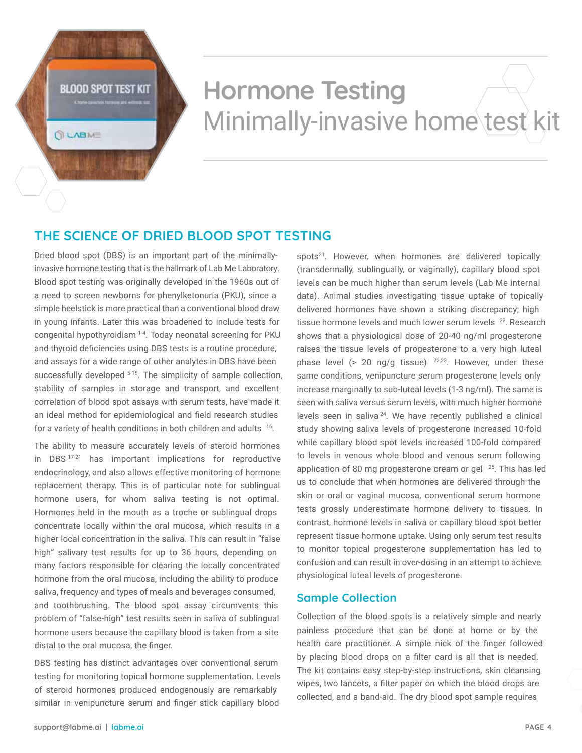# Hormone Testing

Minimally-invasive home test kit

## THE SCIENCE OF DRIED BLOOD SPOT TESTING

Dried blood spot (DBS) is an important part of the minimally-invasive hormone testing that is the hallmark of Lab Me Laboratory. Blood spot testing was originally developed in the 1960s out of a need to screen newborns for phenylketonuria (PKU), since a simple heelstick is more practical than a conventional blood draw in young infants. Later this was broadened to include tests for congenital hypothyroidism [1-4]. Today neonatal screening for PKU and thyroid deficiencies using DBS tests is a routine procedure, and assays for a wide range of other analytes in DBS have been successfully developed [5-15]. The simplicity of sample collection, stability of samples in storage and transport, and excellent correlation of blood spot assays with serum tests, have made it an ideal method for epidemiological and field research studies for a variety of health conditions in both children and adults [16].

The ability to measure accurately levels of steroid hormones in DBS [17-21] has important implications for reproductive endocrinology, and also allows effective monitoring of hormone replacement therapy. This is of particular note for sublingual hormone users, for whom saliva testing is not optimal. Hormones held in the mouth as a troche or sublingual drops concentrate locally within the oral mucosa, which results in a higher local concentration in the saliva. This can result in "false high" salivary test results for up to 36 hours, depending on many factors responsible for clearing the locally concentrated hormone from the oral mucosa, including the ability to produce saliva, frequency and types of meals and beverages consumed, and toothbrushing. The blood spot assay circumvents this problem of "false-high" test results seen in saliva of sublingual hormone users because the capillary blood is taken from a site distal to the oral mucosa, the finger.

DBS testing has distinct advantages over conventional serum testing for monitoring topical hormone supplementation. Levels of steroid hormones produced endogenously are remarkably similar in venipuncture serum and finger stick capillary blood spots[21]. However, when hormones are delivered topically (transdermally, sublingually, or vaginally), capillary blood spot levels can be much higher than serum levels (Lab Me internal data). Animal studies investigating tissue uptake of topically delivered hormones have shown a striking discrepancy; high tissue hormone levels and much lower serum levels [22]. Research shows that a physiological dose of 20-40 ng/ml progesterone raises the tissue levels of progesterone to a very high luteal phase level (> 20 ng/g tissue) [22,23]. However, under these same conditions, venipuncture serum progesterone levels only increase marginally to sub-luteal levels (1-3 ng/ml). The same is seen with saliva versus serum levels, with much higher hormone levels seen in saliva [24]. We have recently published a clinical study showing saliva levels of progesterone increased 10-fold while capillary blood spot levels increased 100-fold compared to levels in venous whole blood and venous serum following application of 80 mg progesterone cream or gel [25]. This has led us to conclude that when hormones are delivered through the skin or oral or vaginal mucosa, conventional serum hormone tests grossly underestimate hormone delivery to tissues. In contrast, hormone levels in saliva or capillary blood spot better represent tissue hormone uptake. Using only serum test results to monitor topical progesterone supplementation has led to confusion and can result in over-dosing in an attempt to achieve physiological luteal levels of progesterone.

### Sample Collection

Collection of the blood spots is a relatively simple and nearly painless procedure that can be done at home or by the health care practitioner. A simple nick of the finger followed by placing blood drops on a filter card is all that is needed. The kit contains easy step-by-step instructions, skin cleansing wipes, two lancets, a filter paper on which the blood drops are collected, and a band-aid. The dry blood spot sample requires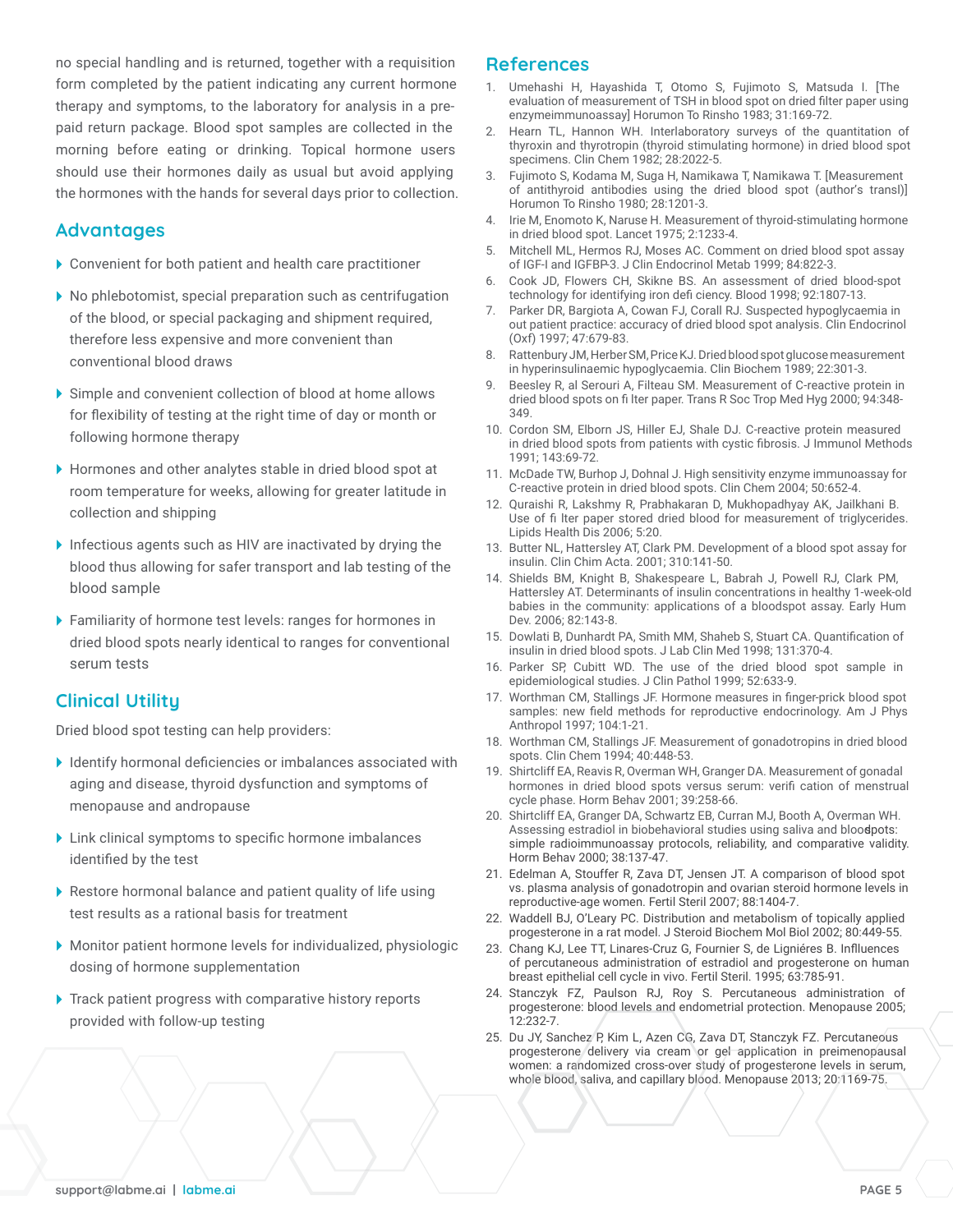no special handling and is returned, together with a requisition form completed by the patient indicating any current hormone therapy and symptoms, to the laboratory for analysis in a pre-paid return package. Blood spot samples are collected in the morning before eating or drinking. Topical hormone users should use their hormones daily as usual but avoid applying the hormones with the hands for several days prior to collection.

## Advantages

- Convenient for both patient and health care practitioner
- No phlebotomist, special preparation such as centrifugation of the blood, or special packaging and shipment required, therefore less expensive and more convenient than conventional blood draws
- Simple and convenient collection of blood at home allows for flexibility of testing at the right time of day or month or following hormone therapy
- Hormones and other analytes stable in dried blood spot at room temperature for weeks, allowing for greater latitude in collection and shipping
- Infectious agents such as HIV are inactivated by drying the blood thus allowing for safer transport and lab testing of the blood sample
- Familiarity of hormone test levels: ranges for hormones in dried blood spots nearly identical to ranges for conventional serum tests

## Clinical Utility

Dried blood spot testing can help providers:

- Identify hormonal deficiencies or imbalances associated with aging and disease, thyroid dysfunction and symptoms of menopause and andropause
- Link clinical symptoms to specific hormone imbalances identified by the test
- Restore hormonal balance and patient quality of life using test results as a rational basis for treatment
- Monitor patient hormone levels for individualized, physiologic dosing of hormone supplementation
- Track patient progress with comparative history reports provided with follow-up testing

## References

1. Umehashi H, Hayashida T, Otomo S, Fujimoto S, Matsuda I. [The evaluation of measurement of TSH in blood spot on dried filter paper using enzymeimmunoassay] Horumon To Rinsho 1983; 31:169-72.
2. Hearn TL, Hannon WH. Interlaboratory surveys of the quantitation of thyroxin and thyrotropin (thyroid stimulating hormone) in dried blood spot specimens. Clin Chem 1982; 28:2022-5.
3. Fujimoto S, Kodama M, Suga H, Namikawa T, Namikawa T. [Measurement of antithyroid antibodies using the dried blood spot (author's transl)] Horumon To Rinsho 1980; 28:1201-3.
4. Irie M, Enomoto K, Naruse H. Measurement of thyroid-stimulating hormone in dried blood spot. Lancet 1975; 2:1233-4.
5. Mitchell ML, Hermos RJ, Moses AC. Comment on dried blood spot assay of IGF-I and IGFBP-3. J Clin Endocrinol Metab 1999; 84:822-3.
6. Cook JD, Flowers CH, Skikne BS. An assessment of dried blood-spot technology for identifying iron defi ciency. Blood 1998; 92:1807-13.
7. Parker DR, Bargiota A, Cowan FJ, Corall RJ. Suspected hypoglycaemia in out patient practice: accuracy of dried blood spot analysis. Clin Endocrinol (Oxf) 1997; 47:679-83.
8. Rattenbury JM, Herber SM, Price KJ. Dried blood spot glucose measurement in hyperinsulinaemic hypoglycaemia. Clin Biochem 1989; 22:301-3.
9. Beesley R, al Serouri A, Filteau SM. Measurement of C-reactive protein in dried blood spots on fi lter paper. Trans R Soc Trop Med Hyg 2000; 94:348-349.
10. Cordon SM, Elborn JS, Hiller EJ, Shale DJ. C-reactive protein measured in dried blood spots from patients with cystic fibrosis. J Immunol Methods 1991; 143:69-72.
11. McDade TW, Burhop J, Dohnal J. High sensitivity enzyme immunoassay for C-reactive protein in dried blood spots. Clin Chem 2004; 50:652-4.
12. Quraishi R, Lakshmy R, Prabhakaran D, Mukhopadhyay AK, Jailkhani B. Use of fi lter paper stored dried blood for measurement of triglycerides. Lipids Health Dis 2006; 5:20.
13. Butter NL, Hattersley AT, Clark PM. Development of a blood spot assay for insulin. Clin Chim Acta. 2001; 310:141-50.
14. Shields BM, Knight B, Shakespeare L, Babrah J, Powell RJ, Clark PM, Hattersley AT. Determinants of insulin concentrations in healthy 1-week-old babies in the community: applications of a bloodspot assay. Early Hum Dev. 2006; 82:143-8.
15. Dowlati B, Dunhardt PA, Smith MM, Shaheb S, Stuart CA. Quantification of insulin in dried blood spots. J Lab Clin Med 1998; 131:370-4.
16. Parker SP, Cubitt WD. The use of the dried blood spot sample in epidemiological studies. J Clin Pathol 1999; 52:633-9.
17. Worthman CM, Stallings JF. Hormone measures in finger-prick blood spot samples: new field methods for reproductive endocrinology. Am J Phys Anthropol 1997; 104:1-21.
18. Worthman CM, Stallings JF. Measurement of gonadotropins in dried blood spots. Clin Chem 1994; 40:448-53.
19. Shirtcliff EA, Reavis R, Overman WH, Granger DA. Measurement of gonadal hormones in dried blood spots versus serum: verifi cation of menstrual cycle phase. Horm Behav 2001; 39:258-66.
20. Shirtcliff EA, Granger DA, Schwartz EB, Curran MJ, Booth A, Overman WH. Assessing estradiol in biobehavioral studies using saliva and bloodspots: simple radioimmunoassay protocols, reliability, and comparative validity. Horm Behav 2000; 38:137-47.
21. Edelman A, Stouffer R, Zava DT, Jensen JT. A comparison of blood spot vs. plasma analysis of gonadotropin and ovarian steroid hormone levels in reproductive-age women. Fertil Steril 2007; 88:1404-7.
22. Waddell BJ, O'Leary PC. Distribution and metabolism of topically applied progesterone in a rat model. J Steroid Biochem Mol Biol 2002; 80:449-55.
23. Chang KJ, Lee TT, Linares-Cruz G, Fournier S, de Ligniéres B. Influences of percutaneous administration of estradiol and progesterone on human breast epithelial cell cycle in vivo. Fertil Steril. 1995; 63:785-91.
24. Stanczyk FZ, Paulson RJ, Roy S. Percutaneous administration of progesterone: blood levels and endometrial protection. Menopause 2005; 12:232-7.
25. Du JY, Sanchez P, Kim L, Azen CG, Zava DT, Stanczyk FZ. Percutaneous progesterone delivery via cream or gel application in preimenopausal women: a randomized cross-over study of progesterone levels in serum, whole blood, saliva, and capillary blood. Menopause 2013; 20:1169-75.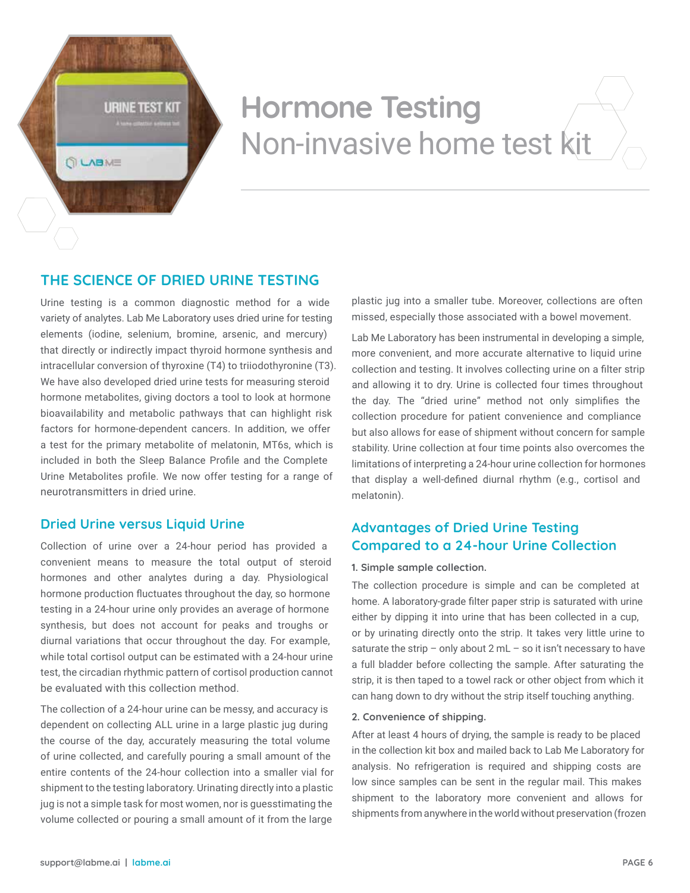# Hormone Testing
Non-invasive home test kit

## THE SCIENCE OF DRIED URINE TESTING

Urine testing is a common diagnostic method for a wide variety of analytes. Lab Me Laboratory uses dried urine for testing elements (iodine, selenium, bromine, arsenic, and mercury) that directly or indirectly impact thyroid hormone synthesis and intracellular conversion of thyroxine (T4) to triiodothyronine (T3). We have also developed dried urine tests for measuring steroid hormone metabolites, giving doctors a tool to look at hormone bioavailability and metabolic pathways that can highlight risk factors for hormone-dependent cancers. In addition, we offer a test for the primary metabolite of melatonin, MT6s, which is included in both the Sleep Balance Profile and the Complete Urine Metabolites profile. We now offer testing for a range of neurotransmitters in dried urine.

### Dried Urine versus Liquid Urine

Collection of urine over a 24-hour period has provided a convenient means to measure the total output of steroid hormones and other analytes during a day. Physiological hormone production fluctuates throughout the day, so hormone testing in a 24-hour urine only provides an average of hormone synthesis, but does not account for peaks and troughs or diurnal variations that occur throughout the day. For example, while total cortisol output can be estimated with a 24-hour urine test, the circadian rhythmic pattern of cortisol production cannot be evaluated with this collection method.

The collection of a 24-hour urine can be messy, and accuracy is dependent on collecting ALL urine in a large plastic jug during the course of the day, accurately measuring the total volume of urine collected, and carefully pouring a small amount of the entire contents of the 24-hour collection into a smaller vial for shipment to the testing laboratory. Urinating directly into a plastic jug is not a simple task for most women, nor is guesstimating the volume collected or pouring a small amount of it from the large plastic jug into a smaller tube. Moreover, collections are often missed, especially those associated with a bowel movement.

Lab Me Laboratory has been instrumental in developing a simple, more convenient, and more accurate alternative to liquid urine collection and testing. It involves collecting urine on a filter strip and allowing it to dry. Urine is collected four times throughout the day. The "dried urine" method not only simplifies the collection procedure for patient convenience and compliance but also allows for ease of shipment without concern for sample stability. Urine collection at four time points also overcomes the limitations of interpreting a 24-hour urine collection for hormones that display a well-defined diurnal rhythm (e.g., cortisol and melatonin).

### Advantages of Dried Urine Testing Compared to a 24-hour Urine Collection

**1. Simple sample collection.**

The collection procedure is simple and can be completed at home. A laboratory-grade filter paper strip is saturated with urine either by dipping it into urine that has been collected in a cup, or by urinating directly onto the strip. It takes very little urine to saturate the strip – only about 2 mL – so it isn't necessary to have a full bladder before collecting the sample. After saturating the strip, it is then taped to a towel rack or other object from which it can hang down to dry without the strip itself touching anything.

**2. Convenience of shipping.**

After at least 4 hours of drying, the sample is ready to be placed in the collection kit box and mailed back to Lab Me Laboratory for analysis. No refrigeration is required and shipping costs are low since samples can be sent in the regular mail. This makes shipment to the laboratory more convenient and allows for shipments from anywhere in the world without preservation (frozen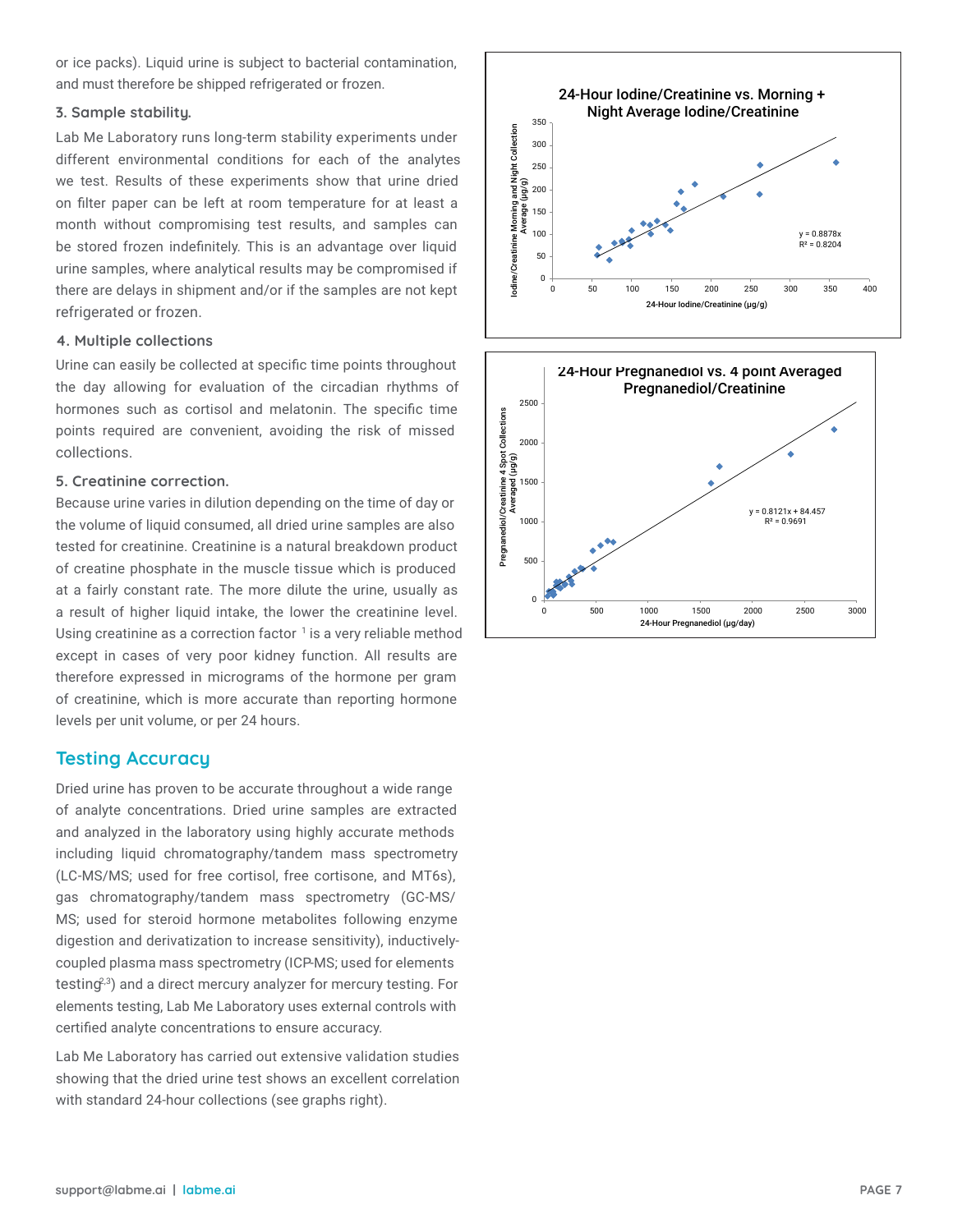or ice packs). Liquid urine is subject to bacterial contamination, and must therefore be shipped refrigerated or frozen.

### 3. Sample stability.

Lab Me Laboratory runs long-term stability experiments under different environmental conditions for each of the analytes we test. Results of these experiments show that urine dried on filter paper can be left at room temperature for at least a month without compromising test results, and samples can be stored frozen indefinitely. This is an advantage over liquid urine samples, where analytical results may be compromised if there are delays in shipment and/or if the samples are not kept refrigerated or frozen.

### 4. Multiple collections

Urine can easily be collected at specific time points throughout the day allowing for evaluation of the circadian rhythms of hormones such as cortisol and melatonin. The specific time points required are convenient, avoiding the risk of missed collections.

### 5. Creatinine correction.

Because urine varies in dilution depending on the time of day or the volume of liquid consumed, all dried urine samples are also tested for creatinine. Creatinine is a natural breakdown product of creatine phosphate in the muscle tissue which is produced at a fairly constant rate. The more dilute the urine, usually as a result of higher liquid intake, the lower the creatinine level. Using creatinine as a correction factor [1] is a very reliable method except in cases of very poor kidney function. All results are therefore expressed in micrograms of the hormone per gram of creatinine, which is more accurate than reporting hormone levels per unit volume, or per 24 hours.

## Testing Accuracy

Dried urine has proven to be accurate throughout a wide range of analyte concentrations. Dried urine samples are extracted and analyzed in the laboratory using highly accurate methods including liquid chromatography/tandem mass spectrometry (LC-MS/MS; used for free cortisol, free cortisone, and MT6s), gas chromatography/tandem mass spectrometry (GC-MS/MS; used for steroid hormone metabolites following enzyme digestion and derivatization to increase sensitivity), inductively-coupled plasma mass spectrometry (ICP-MS; used for elements testing[2,3]) and a direct mercury analyzer for mercury testing. For elements testing, Lab Me Laboratory uses external controls with certified analyte concentrations to ensure accuracy.

Lab Me Laboratory has carried out extensive validation studies showing that the dried urine test shows an excellent correlation with standard 24-hour collections (see graphs right).

**24-Hour Iodine/Creatinine vs. Morning + Night Average Iodine/Creatinine**

$y = 0.8878x$, $R^2 = 0.8204$

**24-Hour Pregnanediol vs. 4 point Averaged Pregnanediol/Creatinine**

$y = 0.8121x + 84.457$, $R^2 = 0.9691$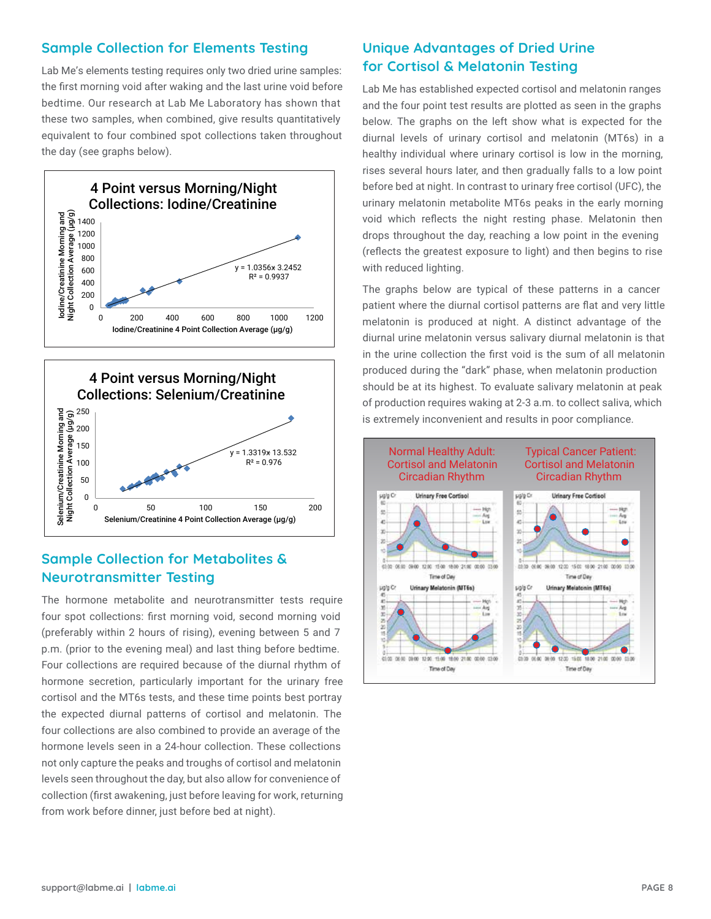## Sample Collection for Elements Testing

Lab Me's elements testing requires only two dried urine samples: the first morning void after waking and the last urine void before bedtime. Our research at Lab Me Laboratory has shown that these two samples, when combined, give results quantitatively equivalent to four combined spot collections taken throughout the day (see graphs below).

**4 Point versus Morning/Night Collections: Iodine/Creatinine**

y = 1.0356x 3.2452
$R^2 = 0.9937$

Y-axis: Iodine/Creatinine Morning and Night Collection Average (µg/g)
X-axis: Iodine/Creatinine 4 Point Collection Average (µg/g)

**4 Point versus Morning/Night Collections: Selenium/Creatinine**

y = 1.3319x 13.532
$R^2 = 0.976$

Y-axis: Selenium/Creatinine Morning and Night Collection Average (µg/g)
X-axis: Selenium/Creatinine 4 Point Collection Average (µg/g)

## Sample Collection for Metabolites & Neurotransmitter Testing

The hormone metabolite and neurotransmitter tests require four spot collections: first morning void, second morning void (preferably within 2 hours of rising), evening between 5 and 7 p.m. (prior to the evening meal) and last thing before bedtime. Four collections are required because of the diurnal rhythm of hormone secretion, particularly important for the urinary free cortisol and the MT6s tests, and these time points best portray the expected diurnal patterns of cortisol and melatonin. The four collections are also combined to provide an average of the hormone levels seen in a 24-hour collection. These collections not only capture the peaks and troughs of cortisol and melatonin levels seen throughout the day, but also allow for convenience of collection (first awakening, just before leaving for work, returning from work before dinner, just before bed at night).

## Unique Advantages of Dried Urine for Cortisol & Melatonin Testing

Lab Me has established expected cortisol and melatonin ranges and the four point test results are plotted as seen in the graphs below. The graphs on the left show what is expected for the diurnal levels of urinary cortisol and melatonin (MT6s) in a healthy individual where urinary cortisol is low in the morning, rises several hours later, and then gradually falls to a low point before bed at night. In contrast to urinary free cortisol (UFC), the urinary melatonin metabolite MT6s peaks in the early morning void which reflects the night resting phase. Melatonin then drops throughout the day, reaching a low point in the evening (reflects the greatest exposure to light) and then begins to rise with reduced lighting.

The graphs below are typical of these patterns in a cancer patient where the diurnal cortisol patterns are flat and very little melatonin is produced at night. A distinct advantage of the diurnal urine melatonin versus salivary diurnal melatonin is that in the urine collection the first void is the sum of all melatonin produced during the "dark" phase, when melatonin production should be at its highest. To evaluate salivary melatonin at peak of production requires waking at 2-3 a.m. to collect saliva, which is extremely inconvenient and results in poor compliance.

**Normal Healthy Adult: Cortisol and Melatonin Circadian Rhythm** | **Typical Cancer Patient: Cortisol and Melatonin Circadian Rhythm**

Urinary Free Cortisol / Urinary Melatonin (MT6s) — µg/g Cr vs. Time of Day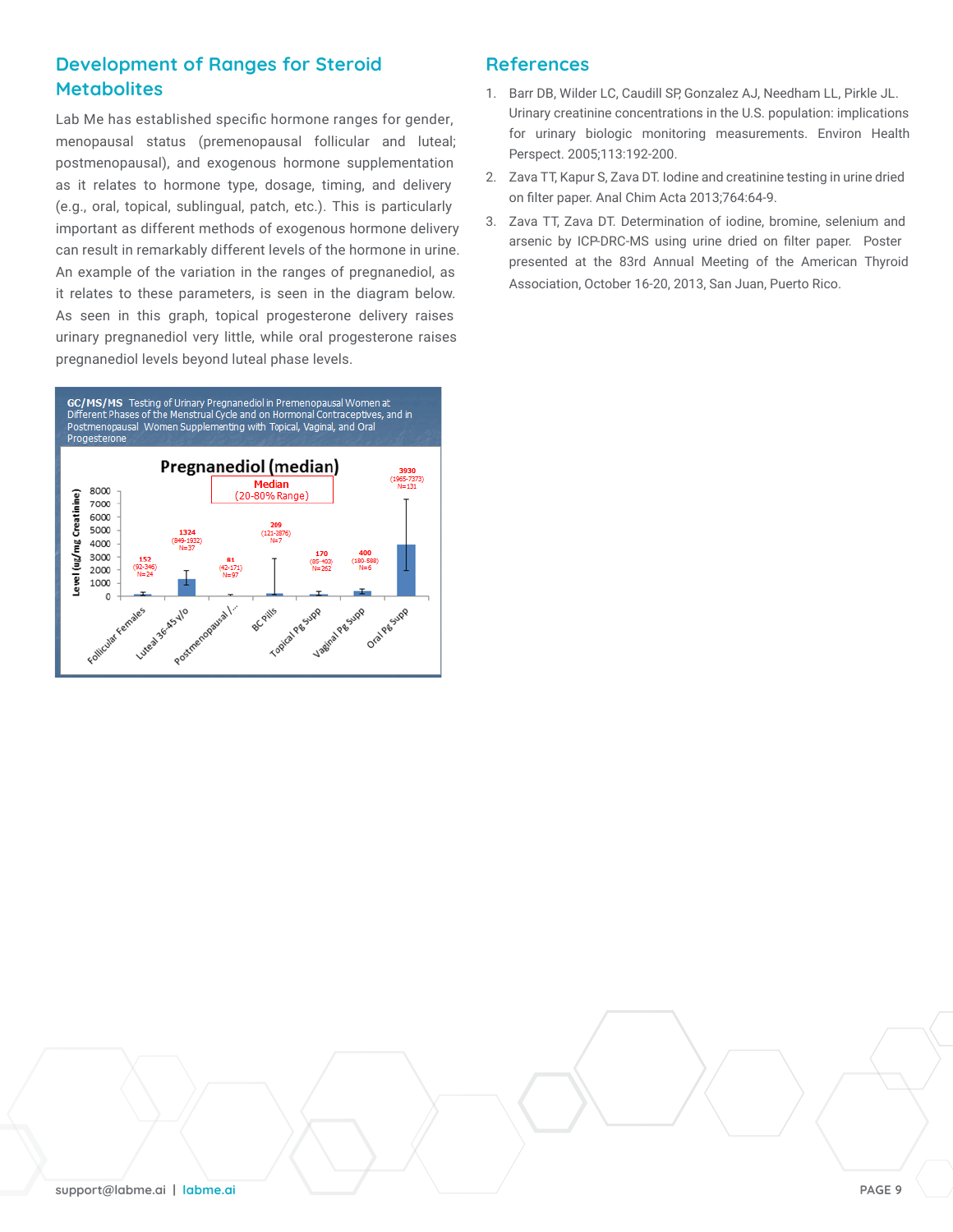## Development of Ranges for Steroid Metabolites

Lab Me has established specific hormone ranges for gender, menopausal status (premenopausal follicular and luteal; postmenopausal), and exogenous hormone supplementation as it relates to hormone type, dosage, timing, and delivery (e.g., oral, topical, sublingual, patch, etc.). This is particularly important as different methods of exogenous hormone delivery can result in remarkably different levels of the hormone in urine. An example of the variation in the ranges of pregnanediol, as it relates to these parameters, is seen in the diagram below. As seen in this graph, topical progesterone delivery raises urinary pregnanediol very little, while oral progesterone raises pregnanediol levels beyond luteal phase levels.

**GC/MS/MS** Testing of Urinary Pregnanediol in Premenopausal Women at Different Phases of the Menstrual Cycle and on Hormonal Contraceptives, and in Postmenopausal Women Supplementing with Topical, Vaginal, and Oral Progesterone

Pregnanediol (median)

Median (20-80% Range)

Level (ug/mg Creatinine)

0
1000
2000
3000
4000
5000
6000
7000
8000

Follicular Females: 152 (92-346) N=24

Luteal 36-45 y/o: 1324 (849-1932) N=37

Postmenopausal /...: 81 (42-171) N=97

BC Pills: 209 (121-2876) N=7

Topical Pg Supp: 170 (85-403) N=262

Vaginal Pg Supp: 400 (180-588) N=6

Oral Pg Supp: 3930 (1965-7373) N=131

## References

1. Barr DB, Wilder LC, Caudill SP, Gonzalez AJ, Needham LL, Pirkle JL. Urinary creatinine concentrations in the U.S. population: implications for urinary biologic monitoring measurements. Environ Health Perspect. 2005;113:192-200.
2. Zava TT, Kapur S, Zava DT. Iodine and creatinine testing in urine dried on filter paper. Anal Chim Acta 2013;764:64-9.
3. Zava TT, Zava DT. Determination of iodine, bromine, selenium and arsenic by ICP-DRC-MS using urine dried on filter paper. Poster presented at the 83rd Annual Meeting of the American Thyroid Association, October 16-20, 2013, San Juan, Puerto Rico.